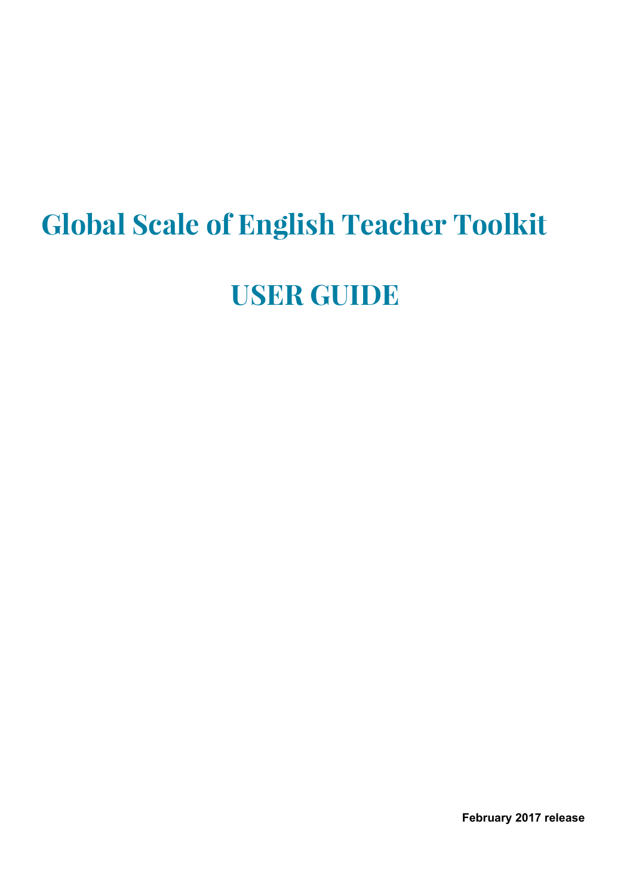# Global Scale of English Teacher Toolkit

# USER GUIDE

**February 2017 release**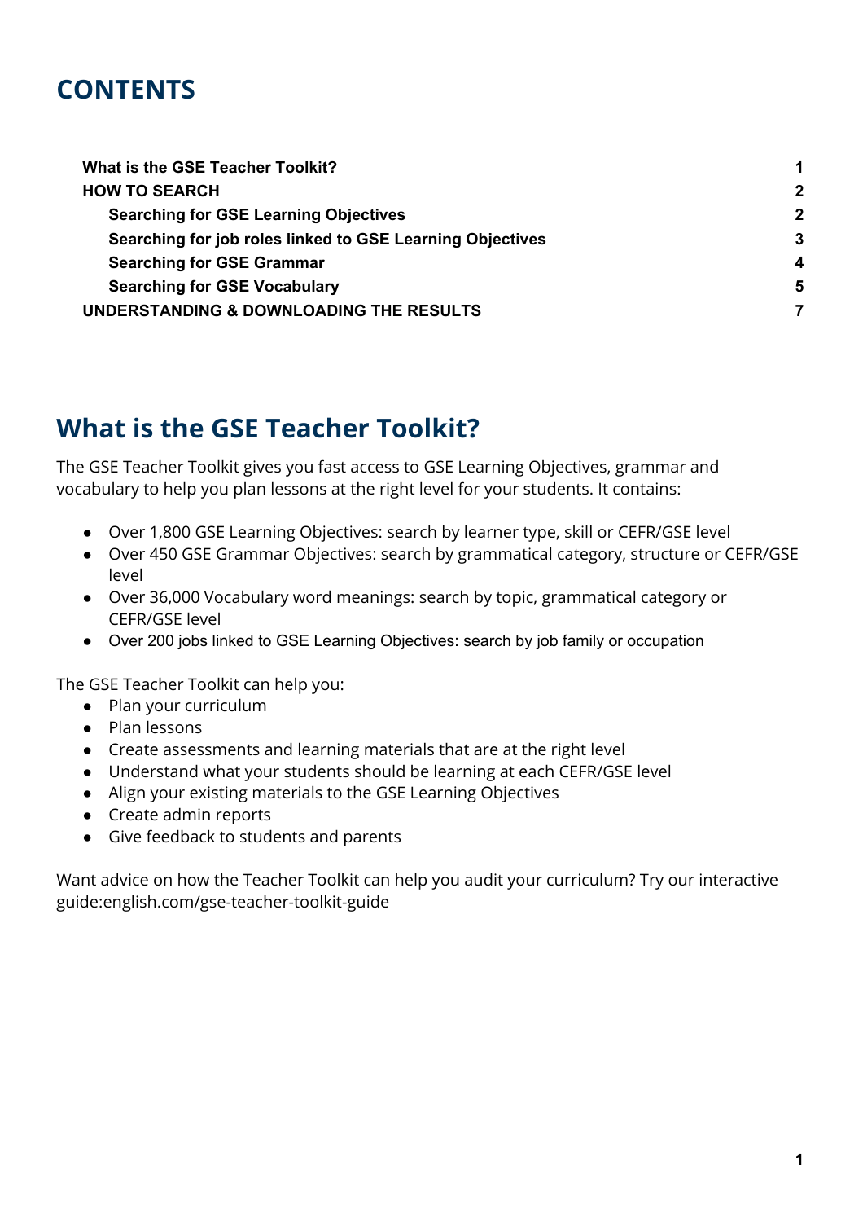## CONTENTS

| | |
|---|---|
| **What is the GSE Teacher Toolkit?** | **1** |
| **HOW TO SEARCH** | **2** |
| **Searching for GSE Learning Objectives** | **2** |
| **Searching for job roles linked to GSE Learning Objectives** | **3** |
| **Searching for GSE Grammar** | **4** |
| **Searching for GSE Vocabulary** | **5** |
| **UNDERSTANDING & DOWNLOADING THE RESULTS** | **7** |

## What is the GSE Teacher Toolkit?

The GSE Teacher Toolkit gives you fast access to GSE Learning Objectives, grammar and vocabulary to help you plan lessons at the right level for your students. It contains:

- Over 1,800 GSE Learning Objectives: search by learner type, skill or CEFR/GSE level
- Over 450 GSE Grammar Objectives: search by grammatical category, structure or CEFR/GSE level
- Over 36,000 Vocabulary word meanings: search by topic, grammatical category or CEFR/GSE level
- Over 200 jobs linked to GSE Learning Objectives: search by job family or occupation

The GSE Teacher Toolkit can help you:

- Plan your curriculum
- Plan lessons
- Create assessments and learning materials that are at the right level
- Understand what your students should be learning at each CEFR/GSE level
- Align your existing materials to the GSE Learning Objectives
- Create admin reports
- Give feedback to students and parents

Want advice on how the Teacher Toolkit can help you audit your curriculum? Try our interactive guide:english.com/gse-teacher-toolkit-guide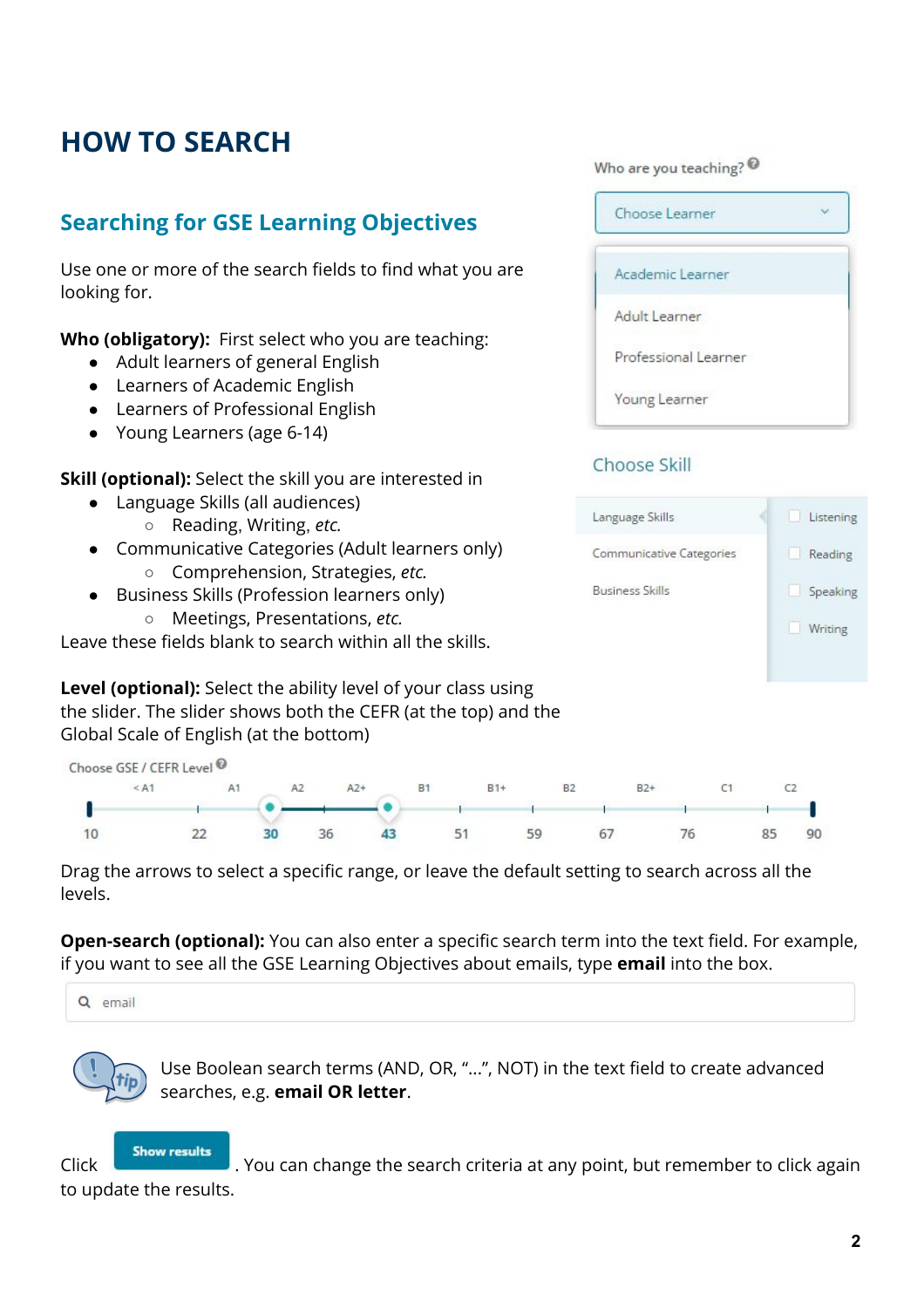# HOW TO SEARCH

## Searching for GSE Learning Objectives

Use one or more of the search fields to find what you are looking for.

**Who (obligatory):** First select who you are teaching:

- Adult learners of general English
- Learners of Academic English
- Learners of Professional English
- Young Learners (age 6-14)

**Skill (optional):** Select the skill you are interested in

- Language Skills (all audiences)
  - Reading, Writing, *etc.*
- Communicative Categories (Adult learners only)
  - Comprehension, Strategies, *etc.*
- Business Skills (Profession learners only)
  - Meetings, Presentations, *etc.*

Leave these fields blank to search within all the skills.

**Level (optional):** Select the ability level of your class using the slider. The slider shows both the CEFR (at the top) and the Global Scale of English (at the bottom)

Drag the arrows to select a specific range, or leave the default setting to search across all the levels.

**Open-search (optional):** You can also enter a specific search term into the text field. For example, if you want to see all the GSE Learning Objectives about emails, type **email** into the box.

Use Boolean search terms (AND, OR, "...", NOT) in the text field to create advanced searches, e.g. **email OR letter**.

Click **Show results**. You can change the search criteria at any point, but remember to click again to update the results.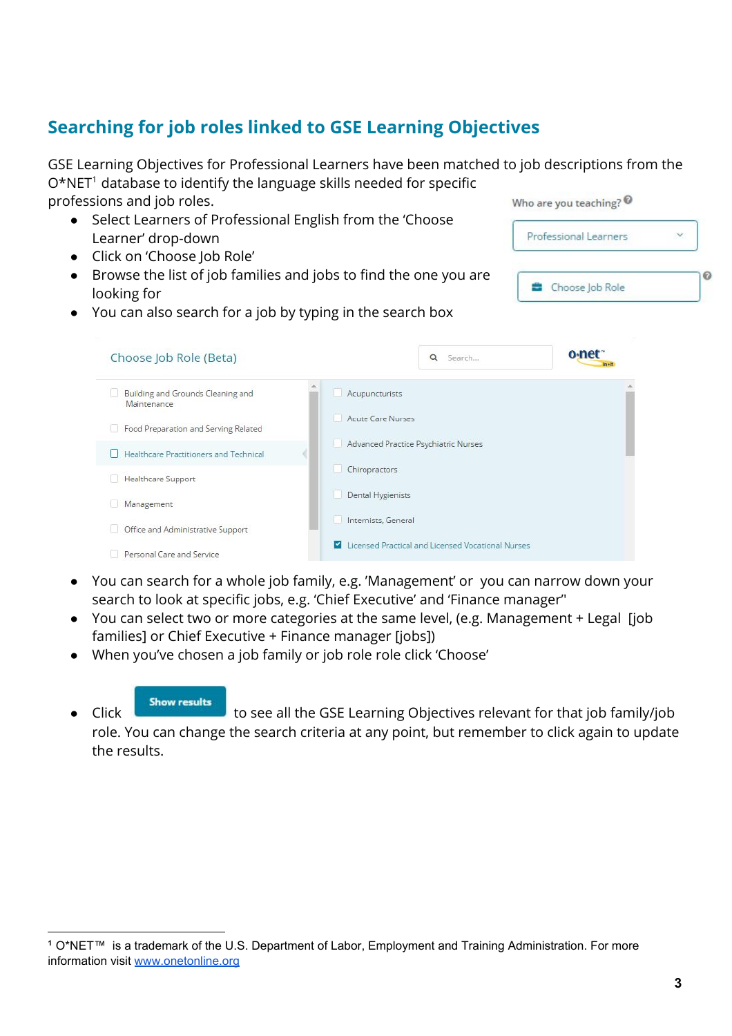## Searching for job roles linked to GSE Learning Objectives

GSE Learning Objectives for Professional Learners have been matched to job descriptions from the O*NET[1] database to identify the language skills needed for specific professions and job roles.

- Select Learners of Professional English from the 'Choose Learner' drop-down
- Click on 'Choose Job Role'
- Browse the list of job families and jobs to find the one you are looking for
- You can also search for a job by typing in the search box

- You can search for a whole job family, e.g. 'Management' or you can narrow down your search to look at specific jobs, e.g. 'Chief Executive' and 'Finance manager"
- You can select two or more categories at the same level, (e.g. Management + Legal [job families] or Chief Executive + Finance manager [jobs])
- When you've chosen a job family or job role role click 'Choose'

- Click **Show results** to see all the GSE Learning Objectives relevant for that job family/job role. You can change the search criteria at any point, but remember to click again to update the results.

---

[1] O*NET™ is a trademark of the U.S. Department of Labor, Employment and Training Administration. For more information visit www.onetonline.org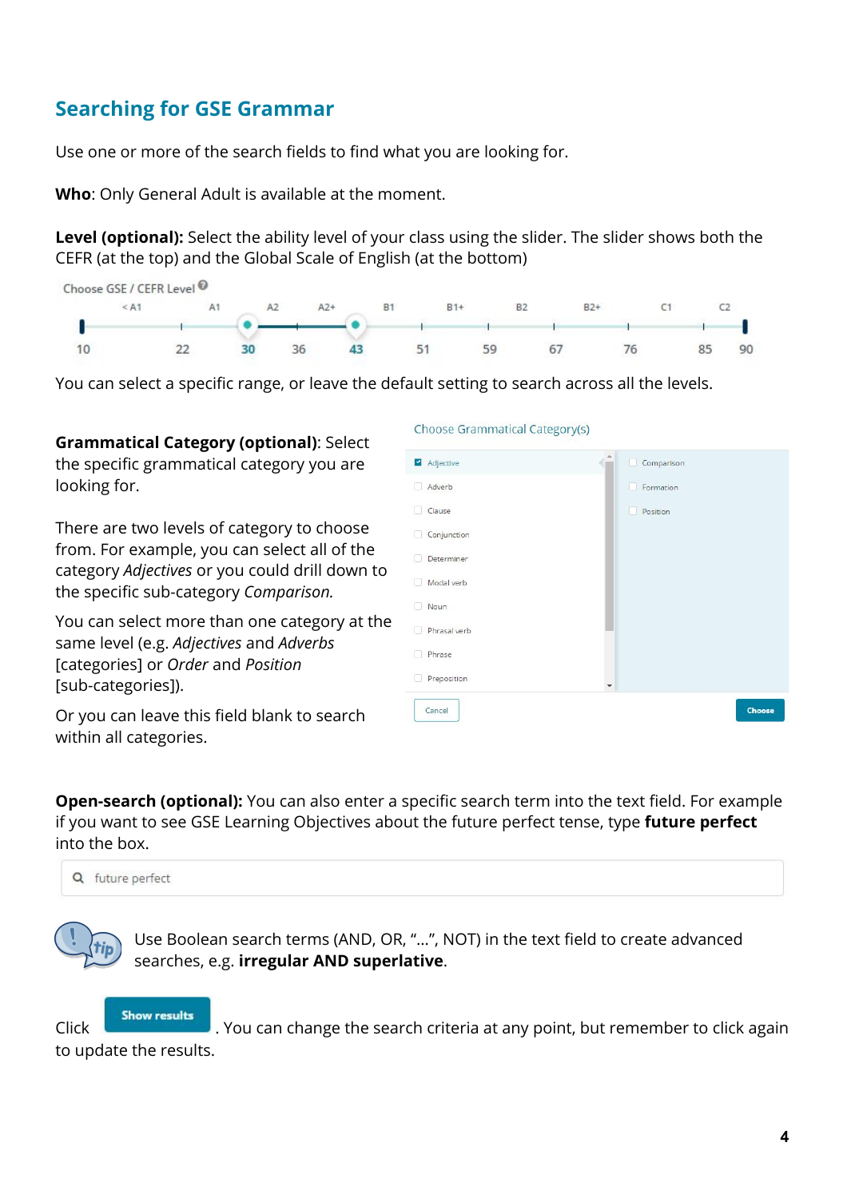## Searching for GSE Grammar

Use one or more of the search fields to find what you are looking for.

**Who**: Only General Adult is available at the moment.

**Level (optional):** Select the ability level of your class using the slider. The slider shows both the CEFR (at the top) and the Global Scale of English (at the bottom)

Choose GSE / CEFR Level

| <A1 | A1 | A2 | A2+ | B1 | B1+ | B2 | B2+ | C1 | C2 | |
|---|---|---|---|---|---|---|---|---|---|---|
| 10 | 22 | 30 | 36 | 43 | 51 | 59 | 67 | 76 | 85 | 90 |

You can select a specific range, or leave the default setting to search across all the levels.

**Grammatical Category (optional)**: Select the specific grammatical category you are looking for.

There are two levels of category to choose from. For example, you can select all of the category *Adjectives* or you could drill down to the specific sub-category *Comparison.*

You can select more than one category at the same level (e.g. *Adjectives* and *Adverbs* [categories] or *Order* and *Position* [sub-categories]).

Or you can leave this field blank to search within all categories.

Choose Grammatical Category(s)

- [x] Adjective
- [ ] Adverb
- [ ] Clause
- [ ] Conjunction
- [ ] Determiner
- [ ] Modal verb
- [ ] Noun
- [ ] Phrasal verb
- [ ] Phrase
- [ ] Preposition

- [ ] Comparison
- [ ] Formation
- [ ] Position

Cancel | Choose

**Open-search (optional):** You can also enter a specific search term into the text field. For example if you want to see GSE Learning Objectives about the future perfect tense, type **future perfect** into the box.

future perfect

tip: Use Boolean search terms (AND, OR, "...", NOT) in the text field to create advanced searches, e.g. **irregular AND superlative**.

Click **Show results**. You can change the search criteria at any point, but remember to click again to update the results.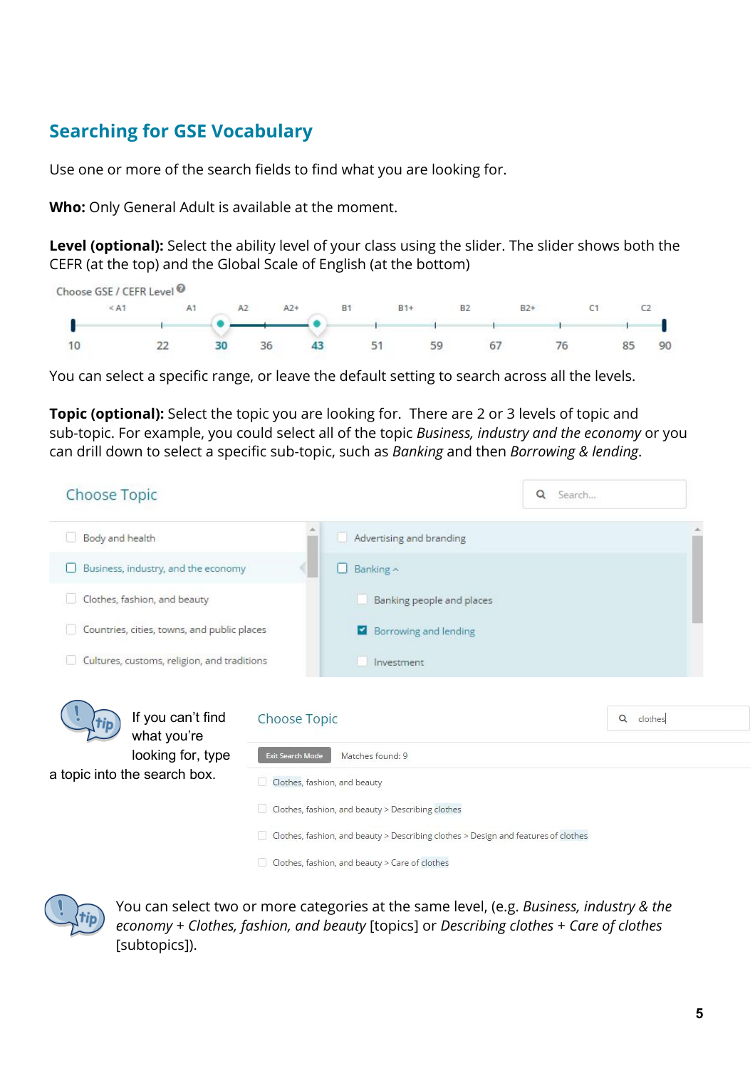## Searching for GSE Vocabulary

Use one or more of the search fields to find what you are looking for.

**Who:** Only General Adult is available at the moment.

**Level (optional):** Select the ability level of your class using the slider. The slider shows both the CEFR (at the top) and the Global Scale of English (at the bottom)

Choose GSE / CEFR Level

| <A1 | A1 | A2 | A2+ | B1 | B1+ | B2 | B2+ | C1 | C2 | |
|---|---|---|---|---|---|---|---|---|---|---|
| 10 | 22 | 30 | 36 | 43 | 51 | 59 | 67 | 76 | 85 | 90 |

You can select a specific range, or leave the default setting to search across all the levels.

**Topic (optional):** Select the topic you are looking for. There are 2 or 3 levels of topic and sub-topic. For example, you could select all of the topic *Business, industry and the economy* or you can drill down to select a specific sub-topic, such as *Banking* and then *Borrowing & lending*.

Choose Topic

Search...

- Body and health
- Business, industry, and the economy
- Clothes, fashion, and beauty
- Countries, cities, towns, and public places
- Cultures, customs, religion, and traditions

- Advertising and branding
- Banking
  - Banking people and places
  - Borrowing and lending
  - Investment

If you can't find what you're looking for, type a topic into the search box.

Choose Topic

clothes

Exit Search Mode    Matches found: 9

- Clothes, fashion, and beauty
- Clothes, fashion, and beauty > Describing clothes
- Clothes, fashion, and beauty > Describing clothes > Design and features of clothes
- Clothes, fashion, and beauty > Care of clothes

You can select two or more categories at the same level, (e.g. *Business, industry & the economy* + *Clothes, fashion, and beauty* [topics] or *Describing clothes* + *Care of clothes* [subtopics]).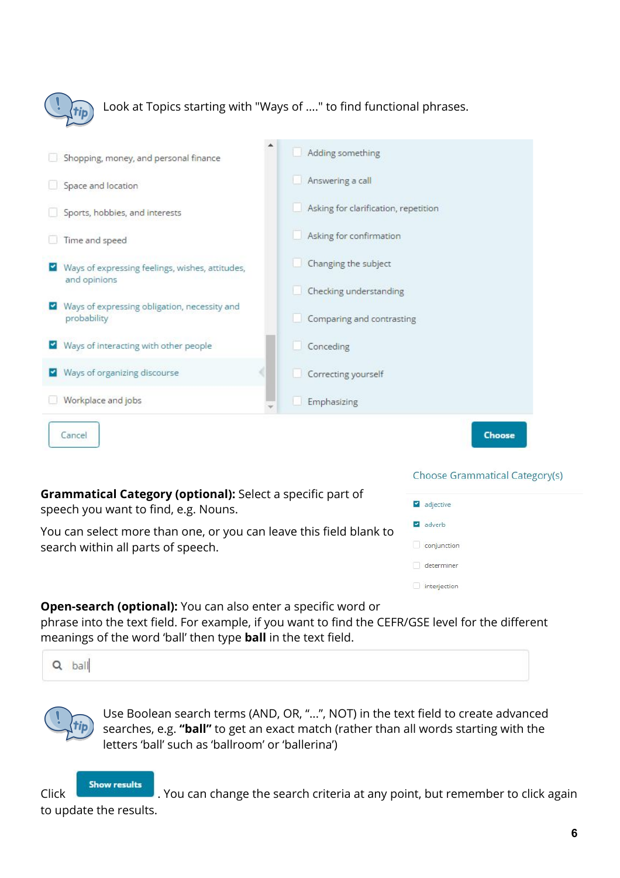Look at Topics starting with "Ways of ...." to find functional phrases.

- [ ] Shopping, money, and personal finance
- [ ] Space and location
- [ ] Sports, hobbies, and interests
- [ ] Time and speed
- [x] Ways of expressing feelings, wishes, attitudes, and opinions
- [x] Ways of expressing obligation, necessity and probability
- [x] Ways of interacting with other people
- [x] Ways of organizing discourse
- [ ] Workplace and jobs

- [ ] Adding something
- [ ] Answering a call
- [ ] Asking for clarification, repetition
- [ ] Asking for confirmation
- [ ] Changing the subject
- [ ] Checking understanding
- [ ] Comparing and contrasting
- [ ] Conceding
- [ ] Correcting yourself
- [ ] Emphasizing

Cancel | Choose

**Grammatical Category (optional):** Select a specific part of speech you want to find, e.g. Nouns.

You can select more than one, or you can leave this field blank to search within all parts of speech.

Choose Grammatical Category(s)

- [x] adjective
- [x] adverb
- [ ] conjunction
- [ ] determiner
- [ ] interjection

**Open-search (optional):** You can also enter a specific word or phrase into the text field. For example, if you want to find the CEFR/GSE level for the different meanings of the word 'ball' then type **ball** in the text field.

ball

Use Boolean search terms (AND, OR, "...", NOT) in the text field to create advanced searches, e.g. **"ball"** to get an exact match (rather than all words starting with the letters 'ball' such as 'ballroom' or 'ballerina')

Click **Show results**. You can change the search criteria at any point, but remember to click again to update the results.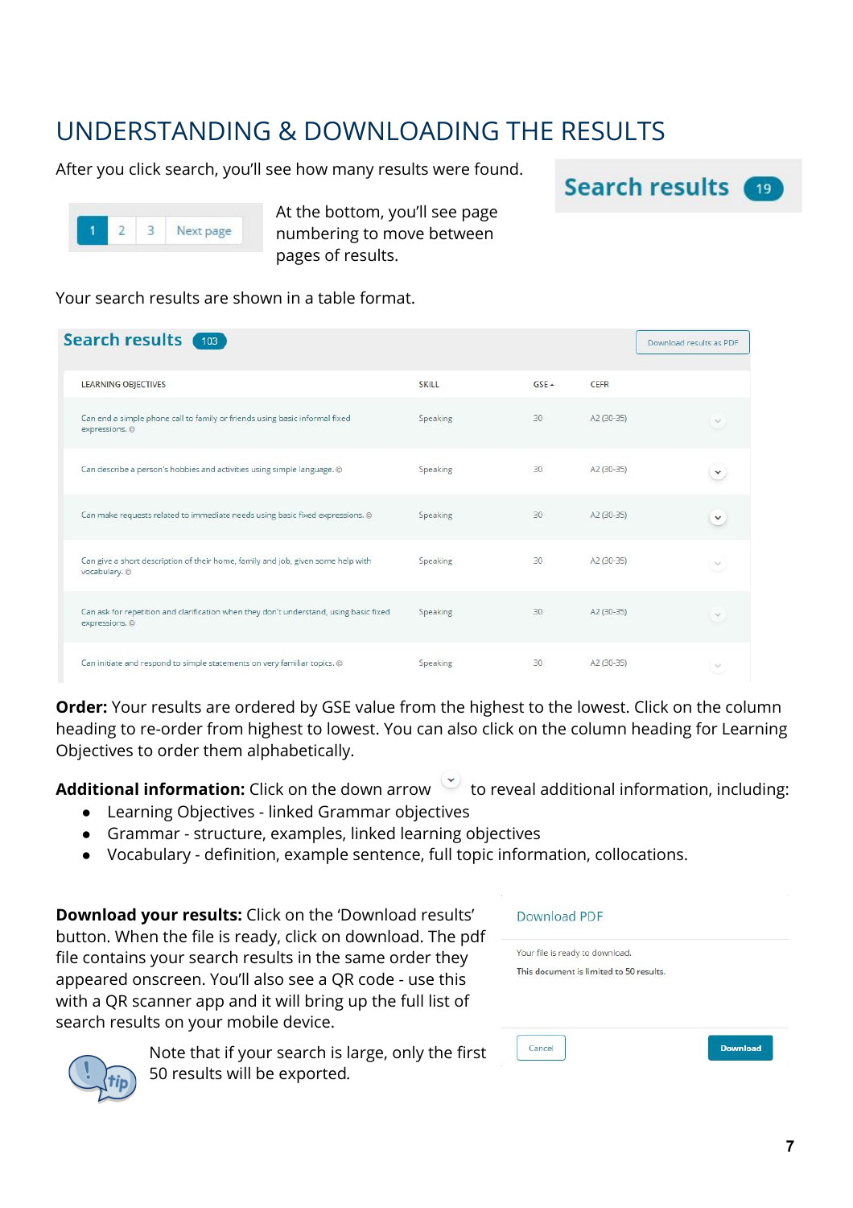# UNDERSTANDING & DOWNLOADING THE RESULTS

After you click search, you'll see how many results were found.

**Search results** 19

1 | 2 | 3 | Next page

At the bottom, you'll see page numbering to move between pages of results.

Your search results are shown in a table format.

**Search results** 103 — Download results as PDF

| LEARNING OBJECTIVES | SKILL | GSE ▲ | CEFR |
|---|---|---|---|
| Can end a simple phone call to family or friends using basic informal fixed expressions. © | Speaking | 30 | A2 (30-35) |
| Can describe a person's hobbies and activities using simple language. © | Speaking | 30 | A2 (30-35) |
| Can make requests related to immediate needs using basic fixed expressions. © | Speaking | 30 | A2 (30-35) |
| Can give a short description of their home, family and job, given some help with vocabulary. © | Speaking | 30 | A2 (30-35) |
| Can ask for repetition and clarification when they don't understand, using basic fixed expressions. © | Speaking | 30 | A2 (30-35) |
| Can initiate and respond to simple statements on very familiar topics. © | Speaking | 30 | A2 (30-35) |

**Order:** Your results are ordered by GSE value from the highest to the lowest. Click on the column heading to re-order from highest to lowest. You can also click on the column heading for Learning Objectives to order them alphabetically.

**Additional information:** Click on the down arrow to reveal additional information, including:

- Learning Objectives - linked Grammar objectives
- Grammar - structure, examples, linked learning objectives
- Vocabulary - definition, example sentence, full topic information, collocations.

**Download your results:** Click on the 'Download results' button. When the file is ready, click on download. The pdf file contains your search results in the same order they appeared onscreen. You'll also see a QR code - use this with a QR scanner app and it will bring up the full list of search results on your mobile device.

Download PDF

Your file is ready to download.

This document is limited to 50 results.

Cancel | Download

Note that if your search is large, only the first 50 results will be exported.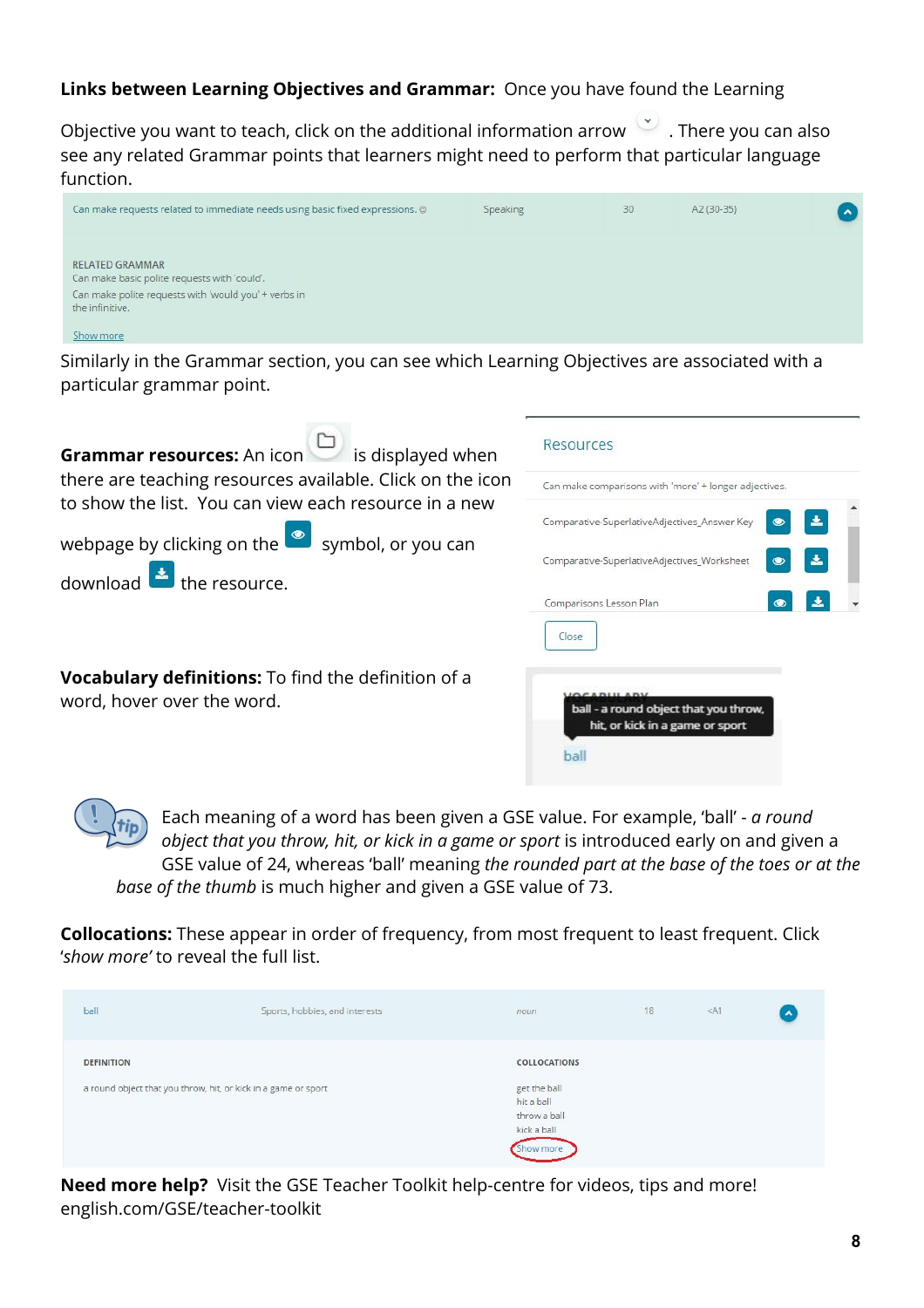**Links between Learning Objectives and Grammar:** Once you have found the Learning Objective you want to teach, click on the additional information arrow. There you can also see any related Grammar points that learners might need to perform that particular language function.

Can make requests related to immediate needs using basic fixed expressions. | Speaking | 30 | A2 (30-35)

RELATED GRAMMAR
Can make basic polite requests with 'could'.
Can make polite requests with 'would you' + verbs in the infinitive.

Show more

Similarly in the Grammar section, you can see which Learning Objectives are associated with a particular grammar point.

**Grammar resources:** An icon is displayed when there are teaching resources available. Click on the icon to show the list. You can view each resource in a new webpage by clicking on the symbol, or you can download the resource.

Resources

Can make comparisons with 'more' + longer adjectives.

Comparative-SuperlativeAdjectives_Answer Key

Comparative-SuperlativeAdjectives_Worksheet

Comparisons Lesson Plan

Close

**Vocabulary definitions:** To find the definition of a word, hover over the word.

VOCABULARY

ball - a round object that you throw, hit, or kick in a game or sport

ball

Each meaning of a word has been given a GSE value. For example, 'ball' - *a round object that you throw, hit, or kick in a game or sport* is introduced early on and given a GSE value of 24, whereas 'ball' meaning *the rounded part at the base of the toes or at the base of the thumb* is much higher and given a GSE value of 73.

**Collocations:** These appear in order of frequency, from most frequent to least frequent. Click '*show more*' to reveal the full list.

ball | Sports, hobbies, and interests | noun | 18 | <A1

DEFINITION
a round object that you throw, hit, or kick in a game or sport

COLLOCATIONS
get the ball
hit a ball
throw a ball
kick a ball
Show more

**Need more help?** Visit the GSE Teacher Toolkit help-centre for videos, tips and more! english.com/GSE/teacher-toolkit